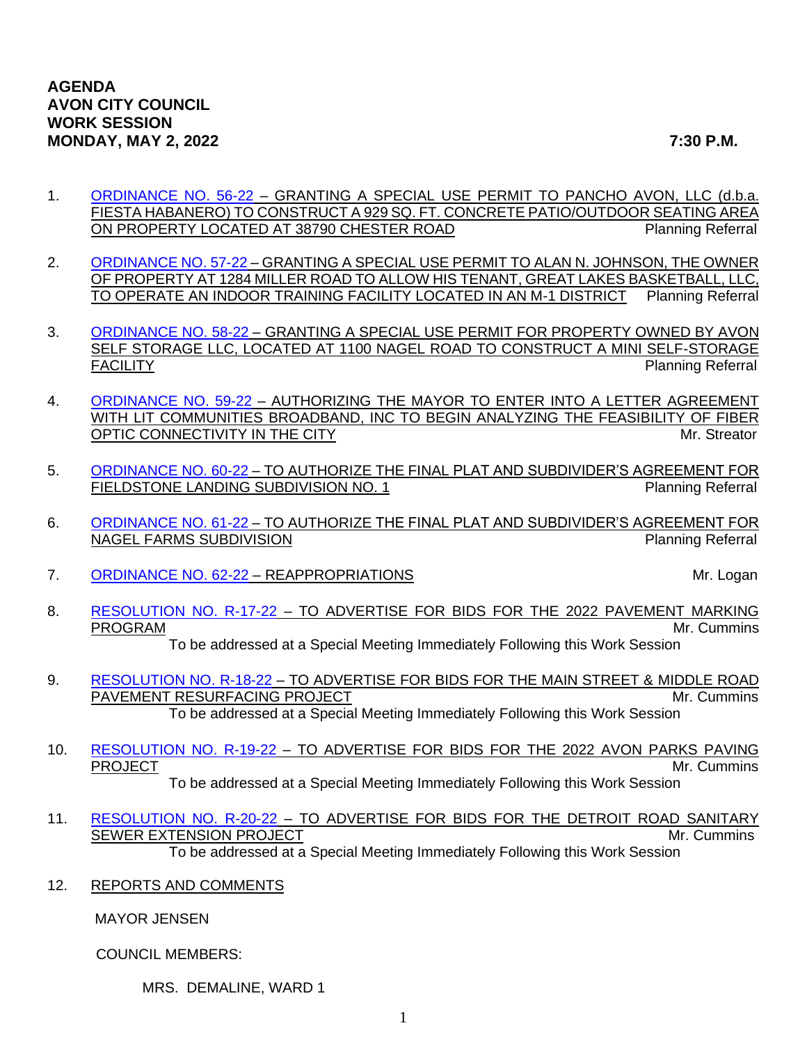# AGENDA
# AVON CITY COUNCIL
# WORK SESSION
# MONDAY, MAY 2, 2022 — 7:30 P.M.

1. ORDINANCE NO. 56-22 – GRANTING A SPECIAL USE PERMIT TO PANCHO AVON, LLC (d.b.a. FIESTA HABANERO) TO CONSTRUCT A 929 SQ. FT. CONCRETE PATIO/OUTDOOR SEATING AREA ON PROPERTY LOCATED AT 38790 CHESTER ROAD — Planning Referral

2. ORDINANCE NO. 57-22 – GRANTING A SPECIAL USE PERMIT TO ALAN N. JOHNSON, THE OWNER OF PROPERTY AT 1284 MILLER ROAD TO ALLOW HIS TENANT, GREAT LAKES BASKETBALL, LLC, TO OPERATE AN INDOOR TRAINING FACILITY LOCATED IN AN M-1 DISTRICT — Planning Referral

3. ORDINANCE NO. 58-22 – GRANTING A SPECIAL USE PERMIT FOR PROPERTY OWNED BY AVON SELF STORAGE LLC, LOCATED AT 1100 NAGEL ROAD TO CONSTRUCT A MINI SELF-STORAGE FACILITY — Planning Referral

4. ORDINANCE NO. 59-22 – AUTHORIZING THE MAYOR TO ENTER INTO A LETTER AGREEMENT WITH LIT COMMUNITIES BROADBAND, INC TO BEGIN ANALYZING THE FEASIBILITY OF FIBER OPTIC CONNECTIVITY IN THE CITY — Mr. Streator

5. ORDINANCE NO. 60-22 – TO AUTHORIZE THE FINAL PLAT AND SUBDIVIDER'S AGREEMENT FOR FIELDSTONE LANDING SUBDIVISION NO. 1 — Planning Referral

6. ORDINANCE NO. 61-22 – TO AUTHORIZE THE FINAL PLAT AND SUBDIVIDER'S AGREEMENT FOR NAGEL FARMS SUBDIVISION — Planning Referral

7. ORDINANCE NO. 62-22 – REAPPROPRIATIONS — Mr. Logan

8. RESOLUTION NO. R-17-22 – TO ADVERTISE FOR BIDS FOR THE 2022 PAVEMENT MARKING PROGRAM — Mr. Cummins
   To be addressed at a Special Meeting Immediately Following this Work Session

9. RESOLUTION NO. R-18-22 – TO ADVERTISE FOR BIDS FOR THE MAIN STREET & MIDDLE ROAD PAVEMENT RESURFACING PROJECT — Mr. Cummins
   To be addressed at a Special Meeting Immediately Following this Work Session

10. RESOLUTION NO. R-19-22 – TO ADVERTISE FOR BIDS FOR THE 2022 AVON PARKS PAVING PROJECT — Mr. Cummins
    To be addressed at a Special Meeting Immediately Following this Work Session

11. RESOLUTION NO. R-20-22 – TO ADVERTISE FOR BIDS FOR THE DETROIT ROAD SANITARY SEWER EXTENSION PROJECT — Mr. Cummins
    To be addressed at a Special Meeting Immediately Following this Work Session

12. REPORTS AND COMMENTS

    MAYOR JENSEN

    COUNCIL MEMBERS:

    MRS. DEMALINE, WARD 1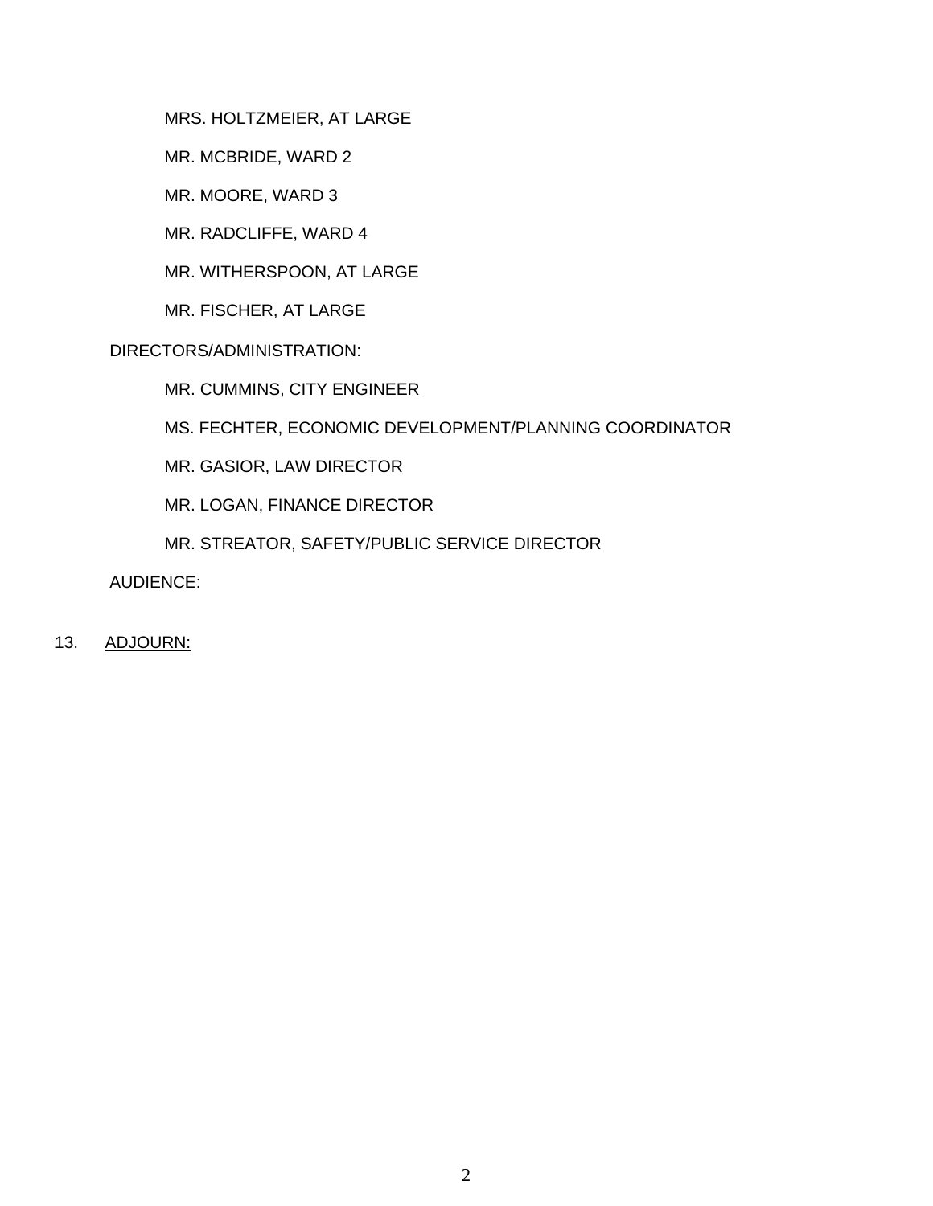MRS. HOLTZMEIER, AT LARGE

MR. MCBRIDE, WARD 2

MR. MOORE, WARD 3

MR. RADCLIFFE, WARD 4

MR. WITHERSPOON, AT LARGE

MR. FISCHER, AT LARGE

DIRECTORS/ADMINISTRATION:

MR. CUMMINS, CITY ENGINEER

MS. FECHTER, ECONOMIC DEVELOPMENT/PLANNING COORDINATOR

MR. GASIOR, LAW DIRECTOR

MR. LOGAN, FINANCE DIRECTOR

MR. STREATOR, SAFETY/PUBLIC SERVICE DIRECTOR

AUDIENCE:

13. ADJOURN: